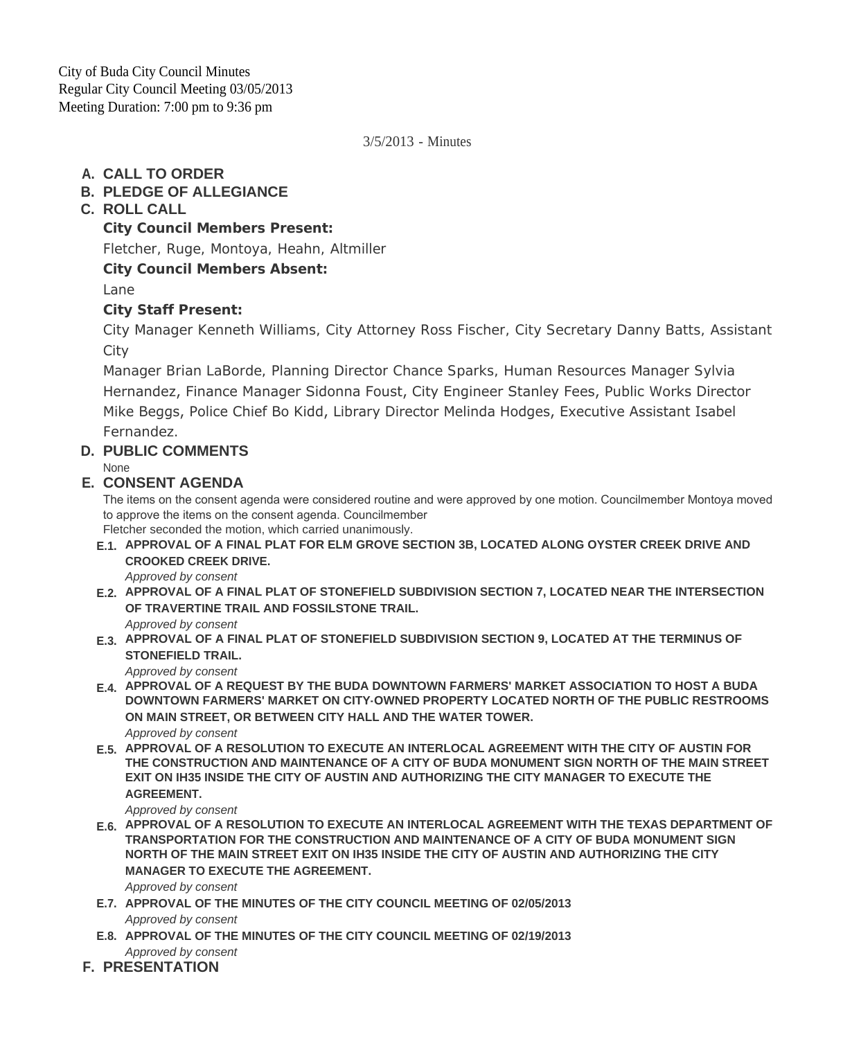City of Buda City Council Minutes
Regular City Council Meeting 03/05/2013
Meeting Duration: 7:00 pm to 9:36 pm

3/5/2013 - Minutes

## A. CALL TO ORDER

## B. PLEDGE OF ALLEGIANCE

## C. ROLL CALL

**City Council Members Present:**

Fletcher, Ruge, Montoya, Heahn, Altmiller

**City Council Members Absent:**

Lane

**City Staff Present:**

City Manager Kenneth Williams, City Attorney Ross Fischer, City Secretary Danny Batts, Assistant City Manager Brian LaBorde, Planning Director Chance Sparks, Human Resources Manager Sylvia Hernandez, Finance Manager Sidonna Foust, City Engineer Stanley Fees, Public Works Director Mike Beggs, Police Chief Bo Kidd, Library Director Melinda Hodges, Executive Assistant Isabel Fernandez.

## D. PUBLIC COMMENTS

None

## E. CONSENT AGENDA

The items on the consent agenda were considered routine and were approved by one motion. Councilmember Montoya moved to approve the items on the consent agenda. Councilmember Fletcher seconded the motion, which carried unanimously.

**E.1. APPROVAL OF A FINAL PLAT FOR ELM GROVE SECTION 3B, LOCATED ALONG OYSTER CREEK DRIVE AND CROOKED CREEK DRIVE.**

*Approved by consent*

**E.2. APPROVAL OF A FINAL PLAT OF STONEFIELD SUBDIVISION SECTION 7, LOCATED NEAR THE INTERSECTION OF TRAVERTINE TRAIL AND FOSSILSTONE TRAIL.**

*Approved by consent*

**E.3. APPROVAL OF A FINAL PLAT OF STONEFIELD SUBDIVISION SECTION 9, LOCATED AT THE TERMINUS OF STONEFIELD TRAIL.**

*Approved by consent*

**E.4. APPROVAL OF A REQUEST BY THE BUDA DOWNTOWN FARMERS' MARKET ASSOCIATION TO HOST A BUDA DOWNTOWN FARMERS' MARKET ON CITY-OWNED PROPERTY LOCATED NORTH OF THE PUBLIC RESTROOMS ON MAIN STREET, OR BETWEEN CITY HALL AND THE WATER TOWER.**

*Approved by consent*

**E.5. APPROVAL OF A RESOLUTION TO EXECUTE AN INTERLOCAL AGREEMENT WITH THE CITY OF AUSTIN FOR THE CONSTRUCTION AND MAINTENANCE OF A CITY OF BUDA MONUMENT SIGN NORTH OF THE MAIN STREET EXIT ON IH35 INSIDE THE CITY OF AUSTIN AND AUTHORIZING THE CITY MANAGER TO EXECUTE THE AGREEMENT.**

*Approved by consent*

**E.6. APPROVAL OF A RESOLUTION TO EXECUTE AN INTERLOCAL AGREEMENT WITH THE TEXAS DEPARTMENT OF TRANSPORTATION FOR THE CONSTRUCTION AND MAINTENANCE OF A CITY OF BUDA MONUMENT SIGN NORTH OF THE MAIN STREET EXIT ON IH35 INSIDE THE CITY OF AUSTIN AND AUTHORIZING THE CITY MANAGER TO EXECUTE THE AGREEMENT.**

*Approved by consent*

**E.7. APPROVAL OF THE MINUTES OF THE CITY COUNCIL MEETING OF 02/05/2013**

*Approved by consent*

**E.8. APPROVAL OF THE MINUTES OF THE CITY COUNCIL MEETING OF 02/19/2013**

*Approved by consent*

## F. PRESENTATION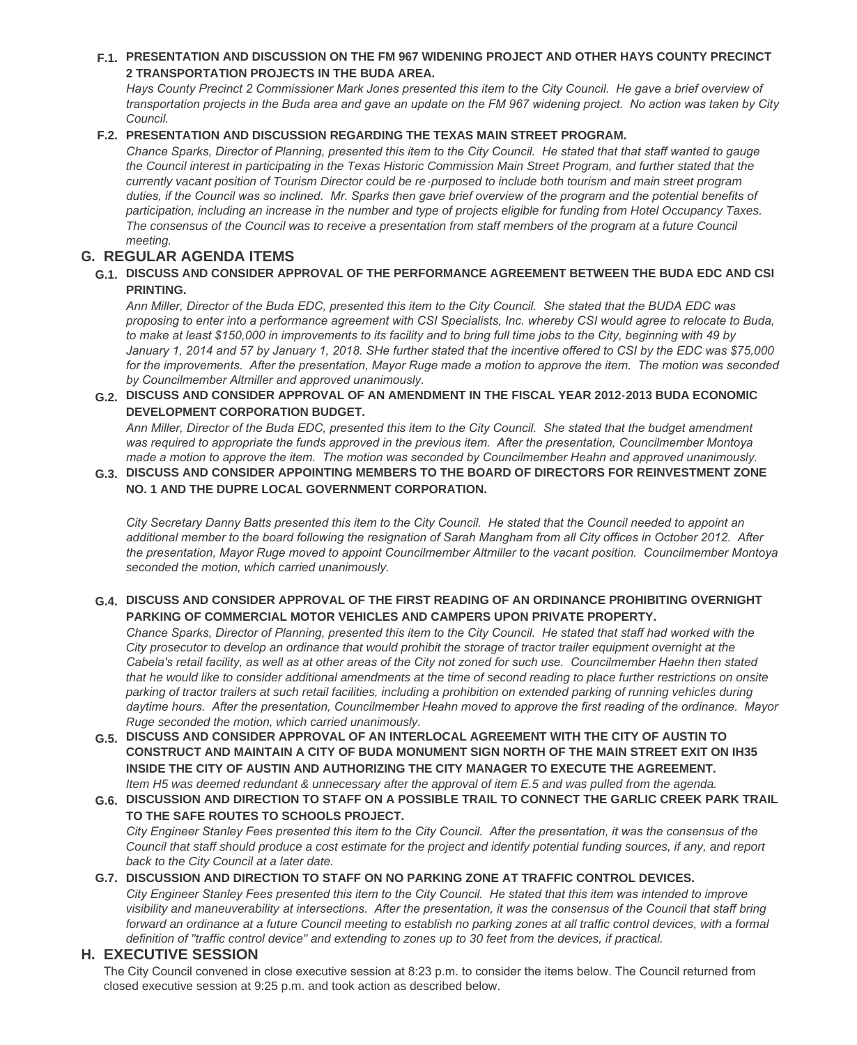**F.1. PRESENTATION AND DISCUSSION ON THE FM 967 WIDENING PROJECT AND OTHER HAYS COUNTY PRECINCT 2 TRANSPORTATION PROJECTS IN THE BUDA AREA.**

*Hays County Precinct 2 Commissioner Mark Jones presented this item to the City Council. He gave a brief overview of transportation projects in the Buda area and gave an update on the FM 967 widening project. No action was taken by City Council.*

**F.2. PRESENTATION AND DISCUSSION REGARDING THE TEXAS MAIN STREET PROGRAM.**

*Chance Sparks, Director of Planning, presented this item to the City Council. He stated that that staff wanted to gauge the Council interest in participating in the Texas Historic Commission Main Street Program, and further stated that the currently vacant position of Tourism Director could be re-purposed to include both tourism and main street program duties, if the Council was so inclined. Mr. Sparks then gave brief overview of the program and the potential benefits of participation, including an increase in the number and type of projects eligible for funding from Hotel Occupancy Taxes. The consensus of the Council was to receive a presentation from staff members of the program at a future Council meeting.*

## G. REGULAR AGENDA ITEMS

**G.1. DISCUSS AND CONSIDER APPROVAL OF THE PERFORMANCE AGREEMENT BETWEEN THE BUDA EDC AND CSI PRINTING.**

*Ann Miller, Director of the Buda EDC, presented this item to the City Council. She stated that the BUDA EDC was proposing to enter into a performance agreement with CSI Specialists, Inc. whereby CSI would agree to relocate to Buda, to make at least $150,000 in improvements to its facility and to bring full time jobs to the City, beginning with 49 by January 1, 2014 and 57 by January 1, 2018. SHe further stated that the incentive offered to CSI by the EDC was $75,000 for the improvements. After the presentation, Mayor Ruge made a motion to approve the item. The motion was seconded by Councilmember Altmiller and approved unanimously.*

**G.2. DISCUSS AND CONSIDER APPROVAL OF AN AMENDMENT IN THE FISCAL YEAR 2012-2013 BUDA ECONOMIC DEVELOPMENT CORPORATION BUDGET.**

*Ann Miller, Director of the Buda EDC, presented this item to the City Council. She stated that the budget amendment was required to appropriate the funds approved in the previous item. After the presentation, Councilmember Montoya made a motion to approve the item. The motion was seconded by Councilmember Heahn and approved unanimously.*

**G.3. DISCUSS AND CONSIDER APPOINTING MEMBERS TO THE BOARD OF DIRECTORS FOR REINVESTMENT ZONE NO. 1 AND THE DUPRE LOCAL GOVERNMENT CORPORATION.**

*City Secretary Danny Batts presented this item to the City Council. He stated that the Council needed to appoint an additional member to the board following the resignation of Sarah Mangham from all City offices in October 2012. After the presentation, Mayor Ruge moved to appoint Councilmember Altmiller to the vacant position. Councilmember Montoya seconded the motion, which carried unanimously.*

**G.4. DISCUSS AND CONSIDER APPROVAL OF THE FIRST READING OF AN ORDINANCE PROHIBITING OVERNIGHT PARKING OF COMMERCIAL MOTOR VEHICLES AND CAMPERS UPON PRIVATE PROPERTY.**

*Chance Sparks, Director of Planning, presented this item to the City Council. He stated that staff had worked with the City prosecutor to develop an ordinance that would prohibit the storage of tractor trailer equipment overnight at the Cabela's retail facility, as well as at other areas of the City not zoned for such use. Councilmember Haehn then stated that he would like to consider additional amendments at the time of second reading to place further restrictions on onsite parking of tractor trailers at such retail facilities, including a prohibition on extended parking of running vehicles during daytime hours. After the presentation, Councilmember Heahn moved to approve the first reading of the ordinance. Mayor Ruge seconded the motion, which carried unanimously.*

**G.5. DISCUSS AND CONSIDER APPROVAL OF AN INTERLOCAL AGREEMENT WITH THE CITY OF AUSTIN TO CONSTRUCT AND MAINTAIN A CITY OF BUDA MONUMENT SIGN NORTH OF THE MAIN STREET EXIT ON IH35 INSIDE THE CITY OF AUSTIN AND AUTHORIZING THE CITY MANAGER TO EXECUTE THE AGREEMENT.**

*Item H5 was deemed redundant & unnecessary after the approval of item E.5 and was pulled from the agenda.*

**G.6. DISCUSSION AND DIRECTION TO STAFF ON A POSSIBLE TRAIL TO CONNECT THE GARLIC CREEK PARK TRAIL TO THE SAFE ROUTES TO SCHOOLS PROJECT.**

*City Engineer Stanley Fees presented this item to the City Council. After the presentation, it was the consensus of the Council that staff should produce a cost estimate for the project and identify potential funding sources, if any, and report back to the City Council at a later date.*

**G.7. DISCUSSION AND DIRECTION TO STAFF ON NO PARKING ZONE AT TRAFFIC CONTROL DEVICES.**

*City Engineer Stanley Fees presented this item to the City Council. He stated that this item was intended to improve visibility and maneuverability at intersections. After the presentation, it was the consensus of the Council that staff bring forward an ordinance at a future Council meeting to establish no parking zones at all traffic control devices, with a formal definition of "traffic control device" and extending to zones up to 30 feet from the devices, if practical.*

## H. EXECUTIVE SESSION

The City Council convened in close executive session at 8:23 p.m. to consider the items below. The Council returned from closed executive session at 9:25 p.m. and took action as described below.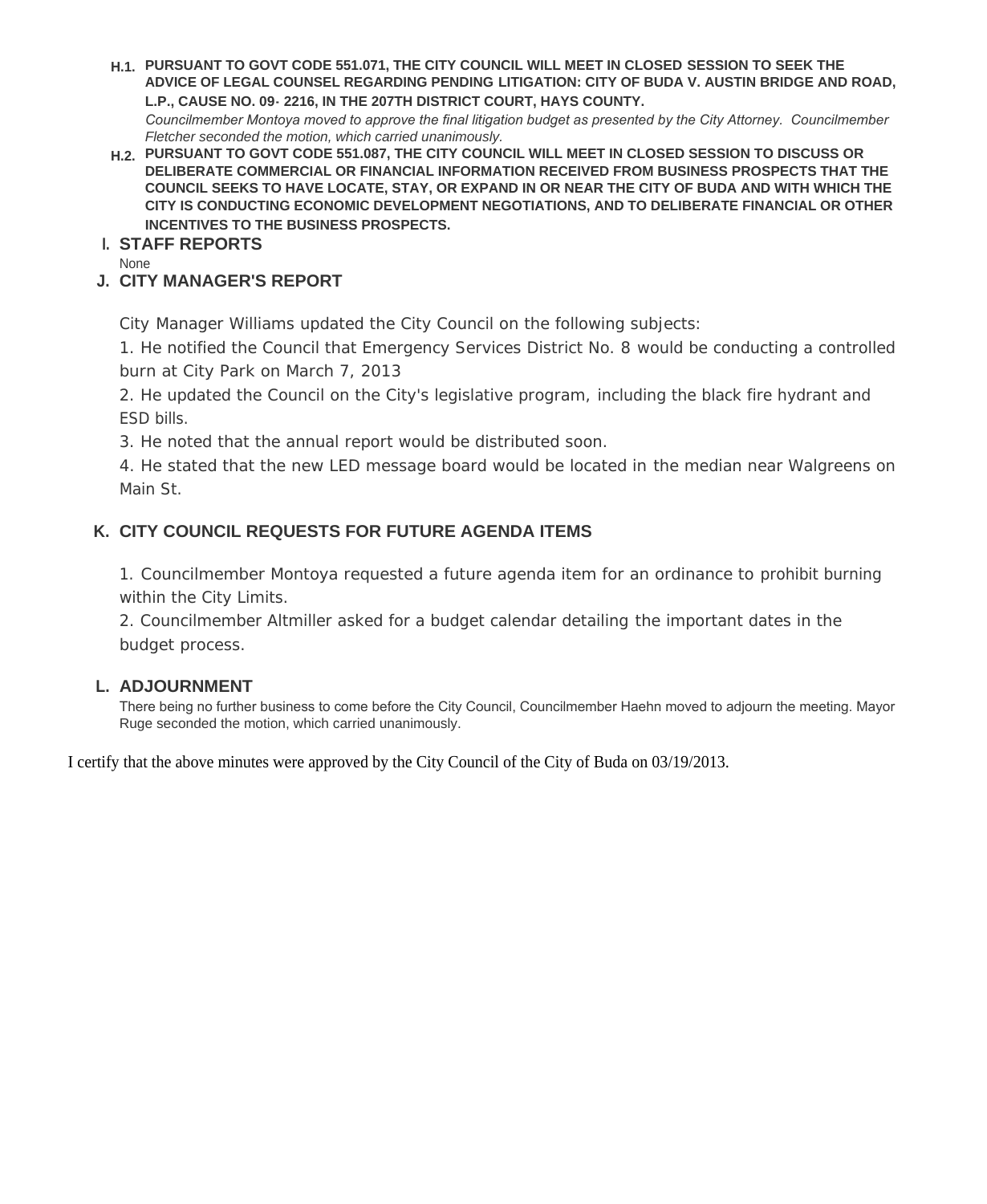**H.1. PURSUANT TO GOVT CODE 551.071, THE CITY COUNCIL WILL MEET IN CLOSED SESSION TO SEEK THE ADVICE OF LEGAL COUNSEL REGARDING PENDING LITIGATION: CITY OF BUDA V. AUSTIN BRIDGE AND ROAD, L.P., CAUSE NO. 09- 2216, IN THE 207TH DISTRICT COURT, HAYS COUNTY.**

*Councilmember Montoya moved to approve the final litigation budget as presented by the City Attorney. Councilmember Fletcher seconded the motion, which carried unanimously.*

**H.2. PURSUANT TO GOVT CODE 551.087, THE CITY COUNCIL WILL MEET IN CLOSED SESSION TO DISCUSS OR DELIBERATE COMMERCIAL OR FINANCIAL INFORMATION RECEIVED FROM BUSINESS PROSPECTS THAT THE COUNCIL SEEKS TO HAVE LOCATE, STAY, OR EXPAND IN OR NEAR THE CITY OF BUDA AND WITH WHICH THE CITY IS CONDUCTING ECONOMIC DEVELOPMENT NEGOTIATIONS, AND TO DELIBERATE FINANCIAL OR OTHER INCENTIVES TO THE BUSINESS PROSPECTS.**

## I. STAFF REPORTS

None

## J. CITY MANAGER'S REPORT

City Manager Williams updated the City Council on the following subjects:

1. He notified the Council that Emergency Services District No. 8 would be conducting a controlled burn at City Park on March 7, 2013
2. He updated the Council on the City's legislative program, including the black fire hydrant and ESD bills.
3. He noted that the annual report would be distributed soon.
4. He stated that the new LED message board would be located in the median near Walgreens on Main St.

## K. CITY COUNCIL REQUESTS FOR FUTURE AGENDA ITEMS

1. Councilmember Montoya requested a future agenda item for an ordinance to prohibit burning within the City Limits.
2. Councilmember Altmiller asked for a budget calendar detailing the important dates in the budget process.

## L. ADJOURNMENT

There being no further business to come before the City Council, Councilmember Haehn moved to adjourn the meeting. Mayor Ruge seconded the motion, which carried unanimously.

I certify that the above minutes were approved by the City Council of the City of Buda on 03/19/2013.